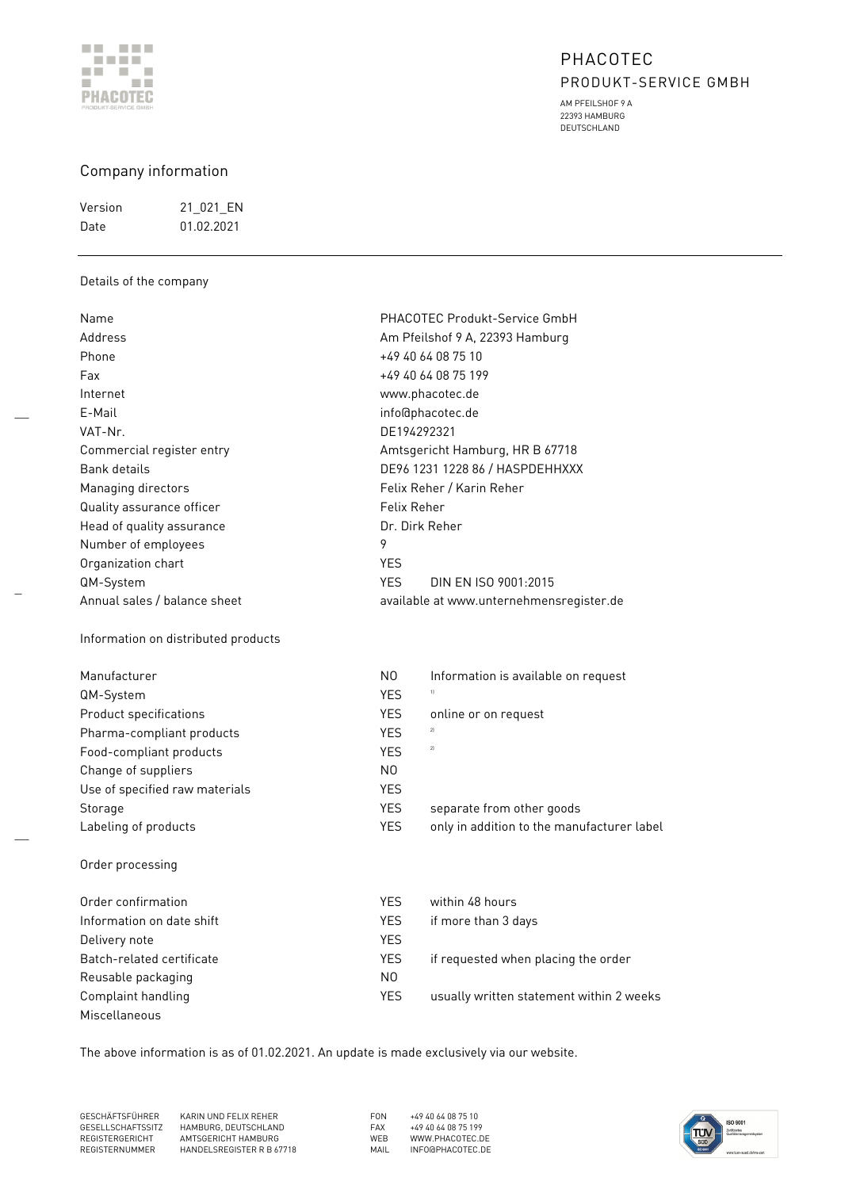PHACOTEC
PRODUKT-SERVICE GMBH

AM PFEILSHOF 9 A
22393 HAMBURG
DEUTSCHLAND

# Company information

| | |
|---|---|
| Version | 21_021_EN |
| Date | 01.02.2021 |

## Details of the company

| | | |
|---|---|---|
| Name | PHACOTEC Produkt-Service GmbH | |
| Address | Am Pfeilshof 9 A, 22393 Hamburg | |
| Phone | +49 40 64 08 75 10 | |
| Fax | +49 40 64 08 75 199 | |
| Internet | www.phacotec.de | |
| E-Mail | info@phacotec.de | |
| VAT-Nr. | DE194292321 | |
| Commercial register entry | Amtsgericht Hamburg, HR B 67718 | |
| Bank details | DE96 1231 1228 86 / HASPDEHHXXX | |
| Managing directors | Felix Reher / Karin Reher | |
| Quality assurance officer | Felix Reher | |
| Head of quality assurance | Dr. Dirk Reher | |
| Number of employees | 9 | |
| Organization chart | YES | |
| QM-System | YES | DIN EN ISO 9001:2015 |
| Annual sales / balance sheet | available at www.unternehmensregister.de | |

## Information on distributed products

| | | |
|---|---|---|
| Manufacturer | NO | Information is available on request |
| QM-System | YES | [1] |
| Product specifications | YES | online or on request |
| Pharma-compliant products | YES | [2] |
| Food-compliant products | YES | [2] |
| Change of suppliers | NO | |
| Use of specified raw materials | YES | |
| Storage | YES | separate from other goods |
| Labeling of products | YES | only in addition to the manufacturer label |

## Order processing

| | | |
|---|---|---|
| Order confirmation | YES | within 48 hours |
| Information on date shift | YES | if more than 3 days |
| Delivery note | YES | |
| Batch-related certificate | YES | if requested when placing the order |
| Reusable packaging | NO | |
| Complaint handling | YES | usually written statement within 2 weeks |
| Miscellaneous | | |

The above information is as of 01.02.2021. An update is made exclusively via our website.

GESCHÄFTSFÜHRER KARIN UND FELIX REHER
GESELLSCHAFTSSITZ HAMBURG, DEUTSCHLAND
REGISTERGERICHT AMTSGERICHT HAMBURG
REGISTERNUMMER HANDELSREGISTER R B 67718

FON +49 40 64 08 75 10
FAX +49 40 64 08 75 199
WEB WWW.PHACOTEC.DE
MAIL INFO@PHACOTEC.DE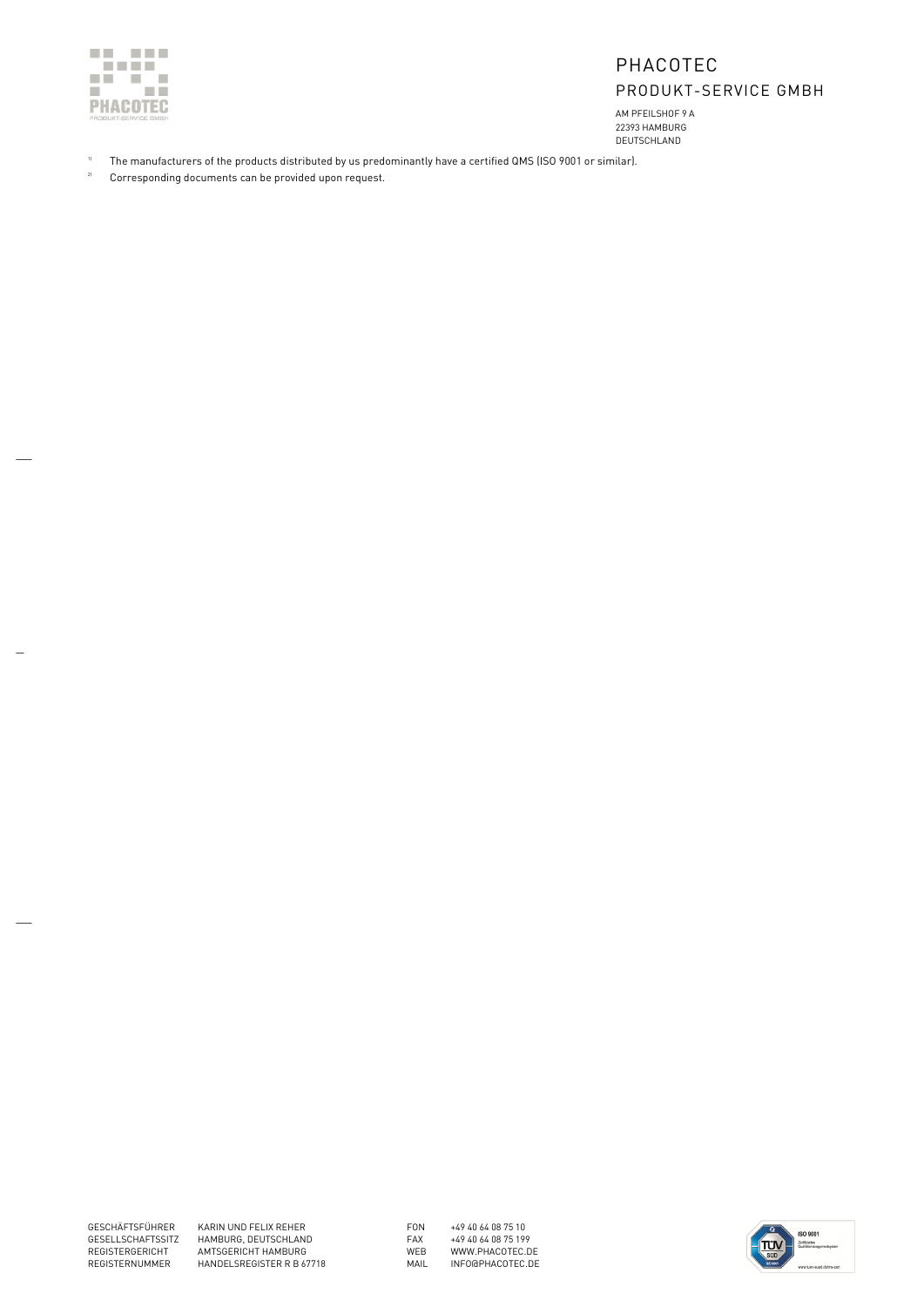[1] The manufacturers of the products distributed by us predominantly have a certified QMS (ISO 9001 or similar).

[2] Corresponding documents can be provided upon request.